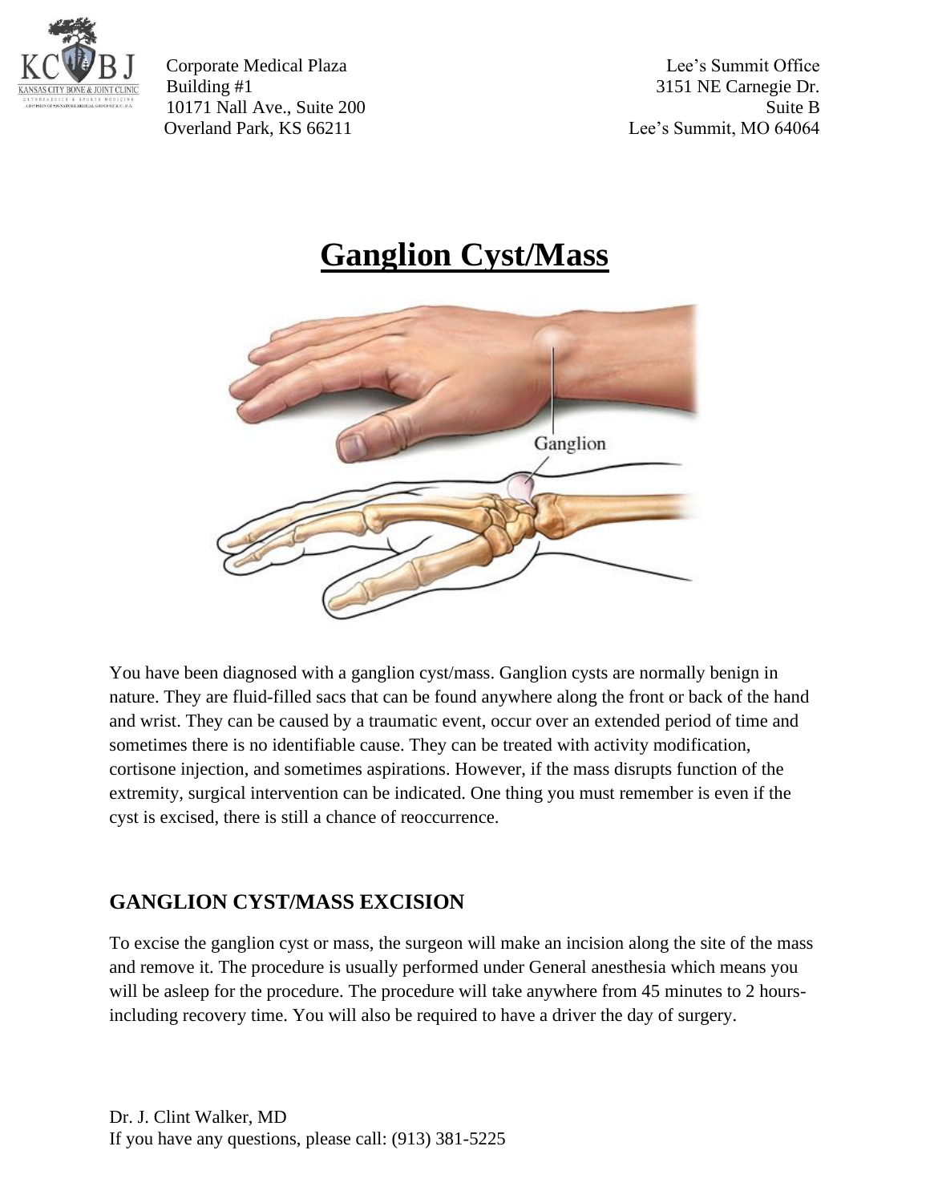Corporate Medical Plaza
Building #1
10171 Nall Ave., Suite 200
Overland Park, KS 66211

Lee's Summit Office
3151 NE Carnegie Dr.
Suite B
Lee's Summit, MO 64064

# Ganglion Cyst/Mass

You have been diagnosed with a ganglion cyst/mass. Ganglion cysts are normally benign in nature. They are fluid-filled sacs that can be found anywhere along the front or back of the hand and wrist. They can be caused by a traumatic event, occur over an extended period of time and sometimes there is no identifiable cause. They can be treated with activity modification, cortisone injection, and sometimes aspirations. However, if the mass disrupts function of the extremity, surgical intervention can be indicated. One thing you must remember is even if the cyst is excised, there is still a chance of reoccurrence.

## GANGLION CYST/MASS EXCISION

To excise the ganglion cyst or mass, the surgeon will make an incision along the site of the mass and remove it. The procedure is usually performed under General anesthesia which means you will be asleep for the procedure. The procedure will take anywhere from 45 minutes to 2 hours-including recovery time. You will also be required to have a driver the day of surgery.

Dr. J. Clint Walker, MD
If you have any questions, please call: (913) 381-5225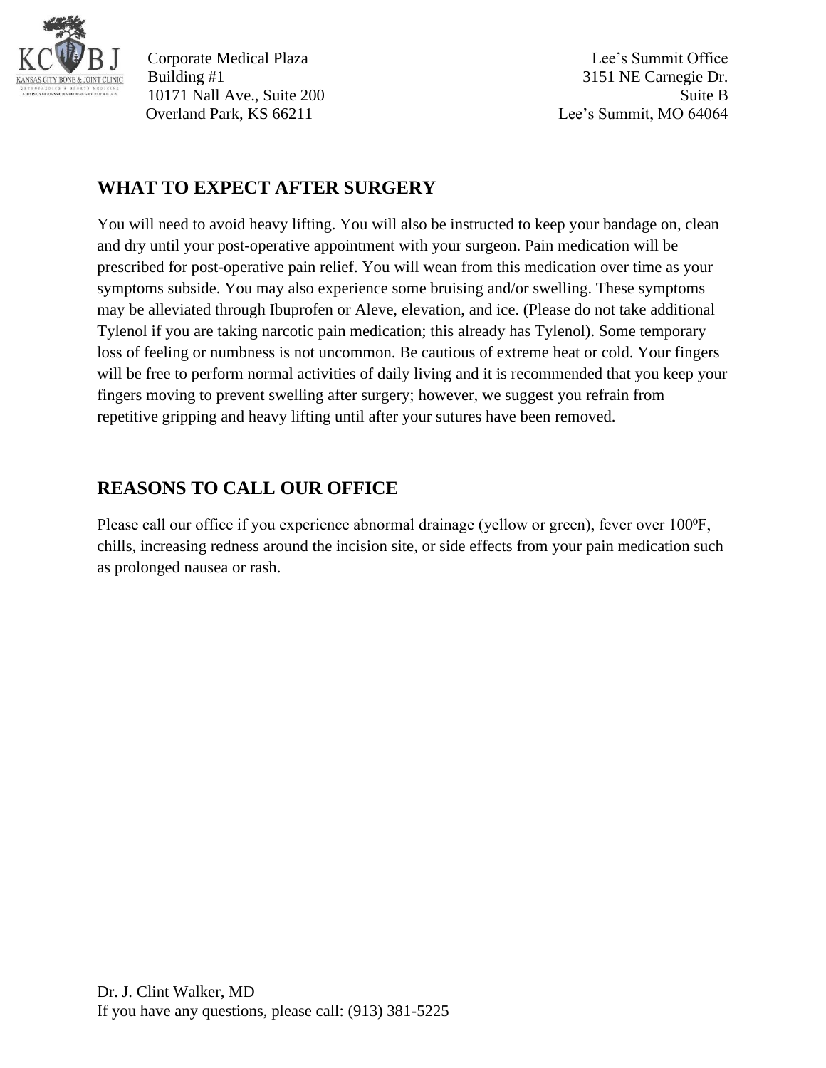Corporate Medical Plaza
Building #1
10171 Nall Ave., Suite 200
Overland Park, KS 66211

Lee's Summit Office
3151 NE Carnegie Dr.
Suite B
Lee's Summit, MO 64064

## WHAT TO EXPECT AFTER SURGERY

You will need to avoid heavy lifting. You will also be instructed to keep your bandage on, clean and dry until your post-operative appointment with your surgeon. Pain medication will be prescribed for post-operative pain relief. You will wean from this medication over time as your symptoms subside. You may also experience some bruising and/or swelling. These symptoms may be alleviated through Ibuprofen or Aleve, elevation, and ice. (Please do not take additional Tylenol if you are taking narcotic pain medication; this already has Tylenol). Some temporary loss of feeling or numbness is not uncommon. Be cautious of extreme heat or cold. Your fingers will be free to perform normal activities of daily living and it is recommended that you keep your fingers moving to prevent swelling after surgery; however, we suggest you refrain from repetitive gripping and heavy lifting until after your sutures have been removed.

## REASONS TO CALL OUR OFFICE

Please call our office if you experience abnormal drainage (yellow or green), fever over 100ºF, chills, increasing redness around the incision site, or side effects from your pain medication such as prolonged nausea or rash.

Dr. J. Clint Walker, MD
If you have any questions, please call: (913) 381-5225